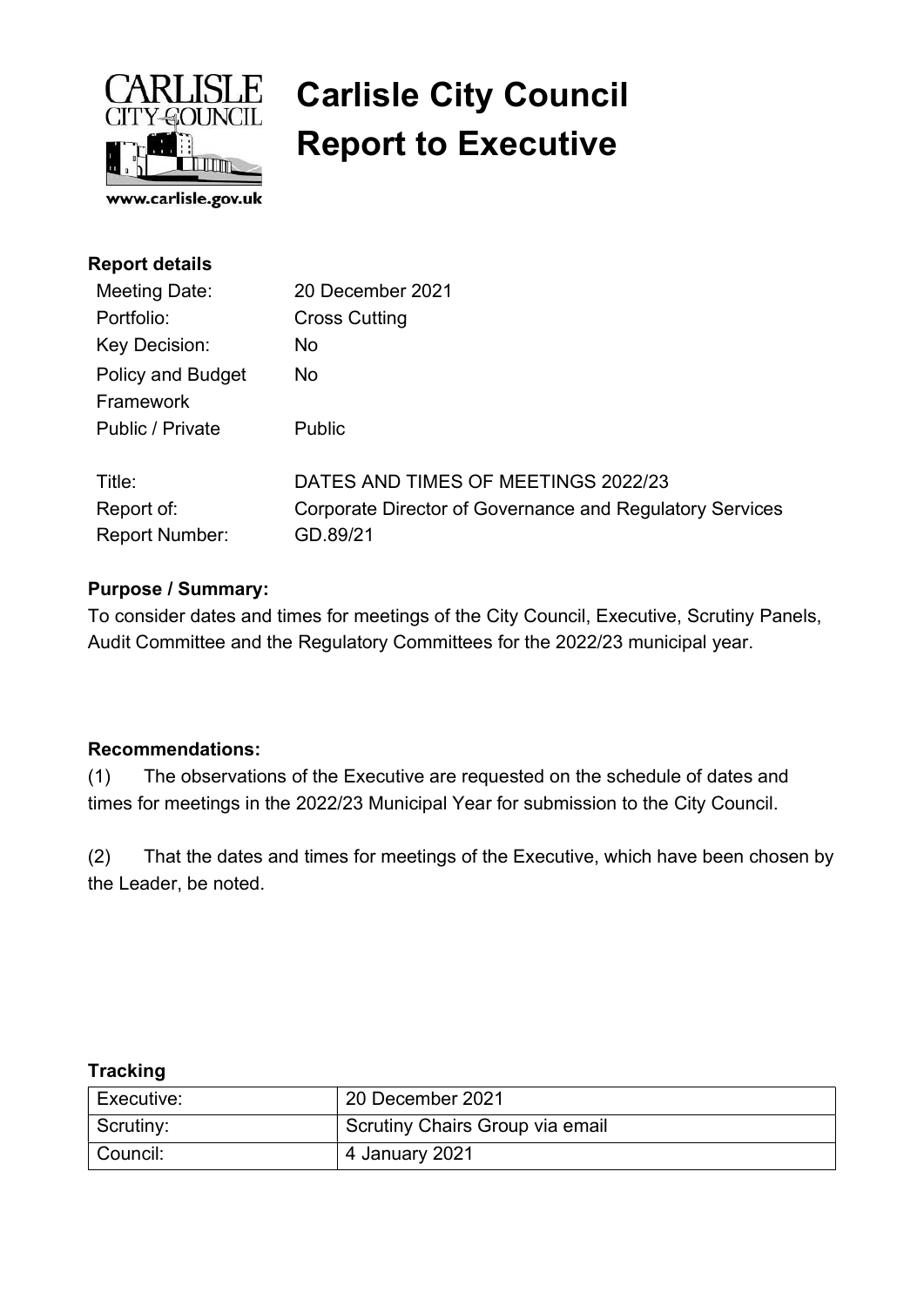# Carlisle City Council
# Report to Executive

www.carlisle.gov.uk

**Report details**

| | |
|---|---|
| Meeting Date: | 20 December 2021 |
| Portfolio: | Cross Cutting |
| Key Decision: | No |
| Policy and Budget Framework | No |
| Public / Private | Public |
| | |
| Title: | DATES AND TIMES OF MEETINGS 2022/23 |
| Report of: | Corporate Director of Governance and Regulatory Services |
| Report Number: | GD.89/21 |

**Purpose / Summary:**

To consider dates and times for meetings of the City Council, Executive, Scrutiny Panels, Audit Committee and the Regulatory Committees for the 2022/23 municipal year.

**Recommendations:**

(1) The observations of the Executive are requested on the schedule of dates and times for meetings in the 2022/23 Municipal Year for submission to the City Council.

(2) That the dates and times for meetings of the Executive, which have been chosen by the Leader, be noted.

**Tracking**

| | |
|---|---|
| Executive: | 20 December 2021 |
| Scrutiny: | Scrutiny Chairs Group via email |
| Council: | 4 January 2021 |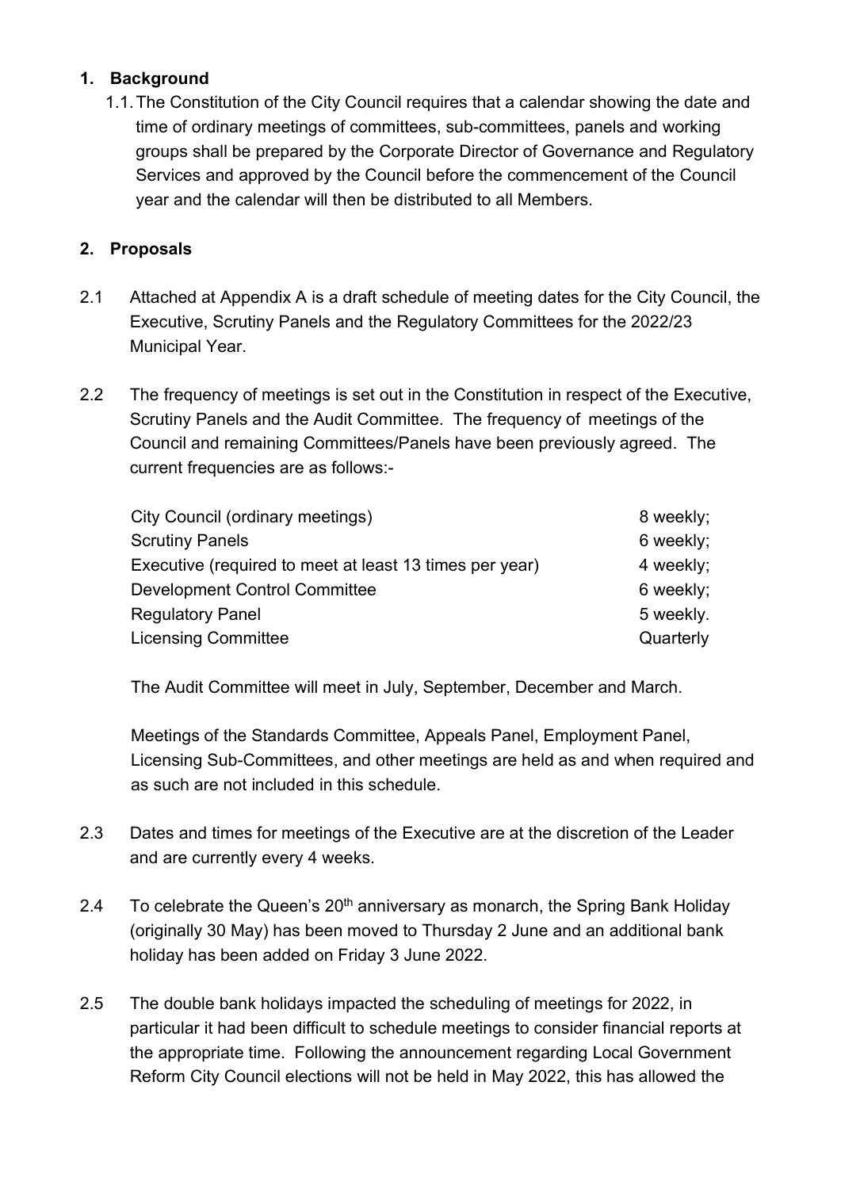## 1. Background

1.1. The Constitution of the City Council requires that a calendar showing the date and time of ordinary meetings of committees, sub-committees, panels and working groups shall be prepared by the Corporate Director of Governance and Regulatory Services and approved by the Council before the commencement of the Council year and the calendar will then be distributed to all Members.

## 2. Proposals

2.1 Attached at Appendix A is a draft schedule of meeting dates for the City Council, the Executive, Scrutiny Panels and the Regulatory Committees for the 2022/23 Municipal Year.

2.2 The frequency of meetings is set out in the Constitution in respect of the Executive, Scrutiny Panels and the Audit Committee. The frequency of meetings of the Council and remaining Committees/Panels have been previously agreed. The current frequencies are as follows:-

| | |
|---|---|
| City Council (ordinary meetings) | 8 weekly; |
| Scrutiny Panels | 6 weekly; |
| Executive (required to meet at least 13 times per year) | 4 weekly; |
| Development Control Committee | 6 weekly; |
| Regulatory Panel | 5 weekly. |
| Licensing Committee | Quarterly |

The Audit Committee will meet in July, September, December and March.

Meetings of the Standards Committee, Appeals Panel, Employment Panel, Licensing Sub-Committees, and other meetings are held as and when required and as such are not included in this schedule.

2.3 Dates and times for meetings of the Executive are at the discretion of the Leader and are currently every 4 weeks.

2.4 To celebrate the Queen's 20th anniversary as monarch, the Spring Bank Holiday (originally 30 May) has been moved to Thursday 2 June and an additional bank holiday has been added on Friday 3 June 2022.

2.5 The double bank holidays impacted the scheduling of meetings for 2022, in particular it had been difficult to schedule meetings to consider financial reports at the appropriate time. Following the announcement regarding Local Government Reform City Council elections will not be held in May 2022, this has allowed the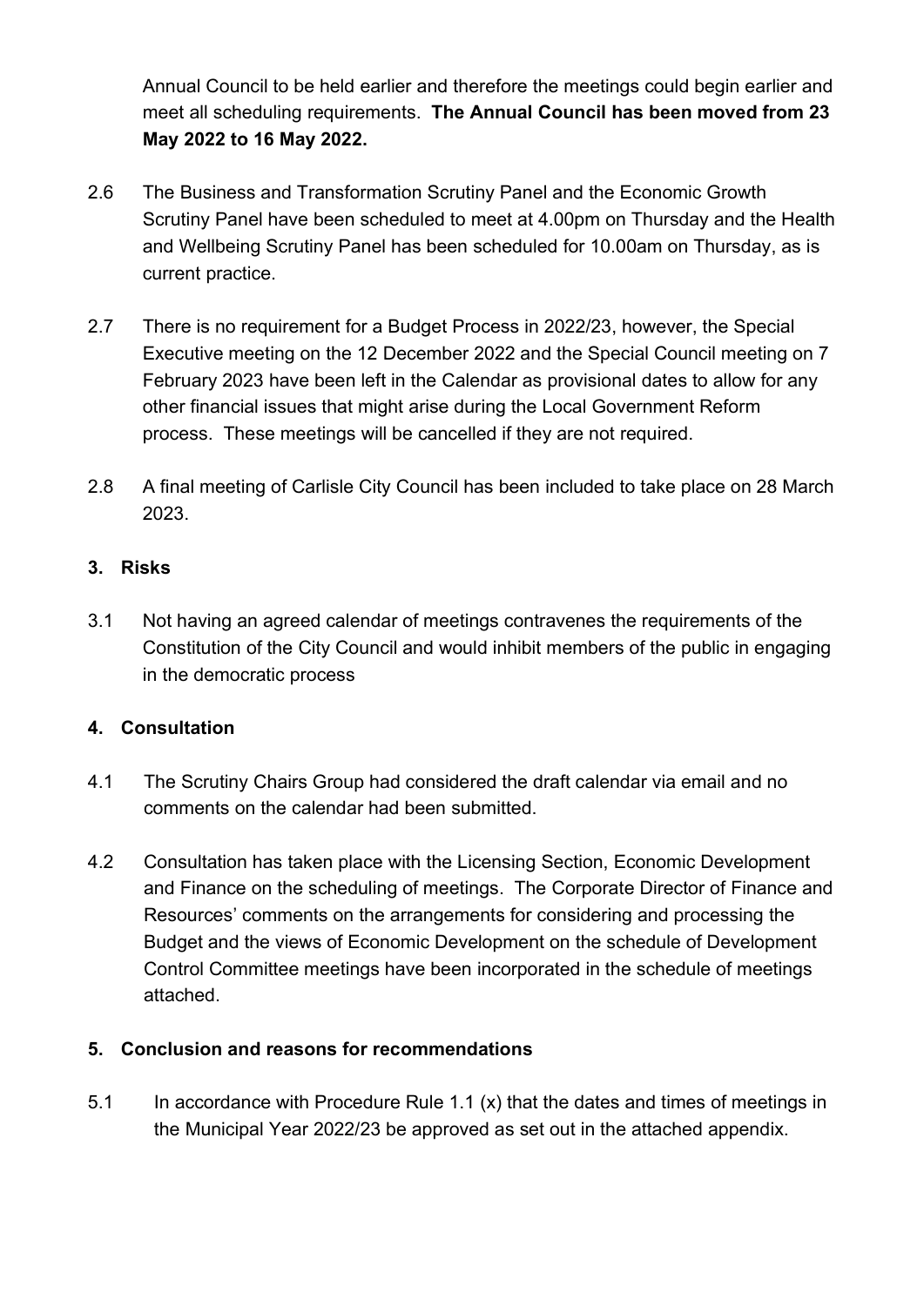Annual Council to be held earlier and therefore the meetings could begin earlier and meet all scheduling requirements. **The Annual Council has been moved from 23 May 2022 to 16 May 2022.**

2.6 The Business and Transformation Scrutiny Panel and the Economic Growth Scrutiny Panel have been scheduled to meet at 4.00pm on Thursday and the Health and Wellbeing Scrutiny Panel has been scheduled for 10.00am on Thursday, as is current practice.

2.7 There is no requirement for a Budget Process in 2022/23, however, the Special Executive meeting on the 12 December 2022 and the Special Council meeting on 7 February 2023 have been left in the Calendar as provisional dates to allow for any other financial issues that might arise during the Local Government Reform process. These meetings will be cancelled if they are not required.

2.8 A final meeting of Carlisle City Council has been included to take place on 28 March 2023.

## 3. Risks

3.1 Not having an agreed calendar of meetings contravenes the requirements of the Constitution of the City Council and would inhibit members of the public in engaging in the democratic process

## 4. Consultation

4.1 The Scrutiny Chairs Group had considered the draft calendar via email and no comments on the calendar had been submitted.

4.2 Consultation has taken place with the Licensing Section, Economic Development and Finance on the scheduling of meetings. The Corporate Director of Finance and Resources' comments on the arrangements for considering and processing the Budget and the views of Economic Development on the schedule of Development Control Committee meetings have been incorporated in the schedule of meetings attached.

## 5. Conclusion and reasons for recommendations

5.1 In accordance with Procedure Rule 1.1 (x) that the dates and times of meetings in the Municipal Year 2022/23 be approved as set out in the attached appendix.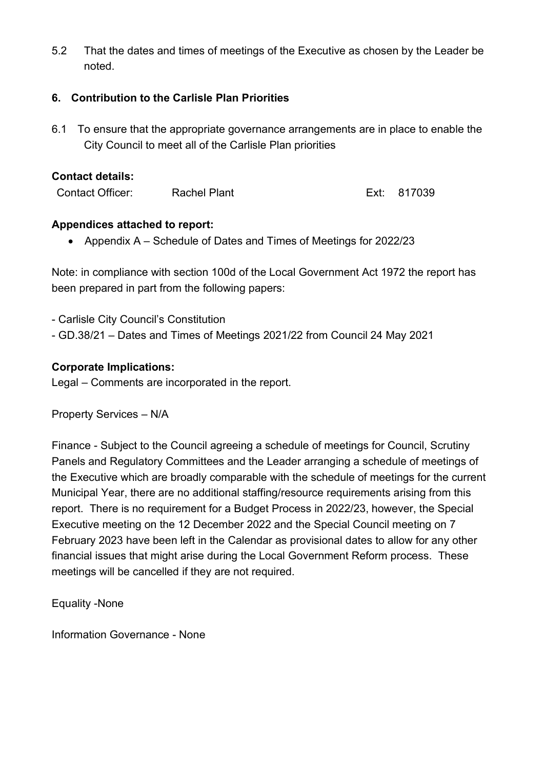5.2 That the dates and times of meetings of the Executive as chosen by the Leader be noted.

## 6. Contribution to the Carlisle Plan Priorities

6.1 To ensure that the appropriate governance arrangements are in place to enable the City Council to meet all of the Carlisle Plan priorities

**Contact details:**

| Contact Officer: | Rachel Plant | Ext: 817039 |
|---|---|---|

**Appendices attached to report:**

- Appendix A – Schedule of Dates and Times of Meetings for 2022/23

Note: in compliance with section 100d of the Local Government Act 1972 the report has been prepared in part from the following papers:

- Carlisle City Council's Constitution
- GD.38/21 – Dates and Times of Meetings 2021/22 from Council 24 May 2021

**Corporate Implications:**

Legal – Comments are incorporated in the report.

Property Services – N/A

Finance - Subject to the Council agreeing a schedule of meetings for Council, Scrutiny Panels and Regulatory Committees and the Leader arranging a schedule of meetings of the Executive which are broadly comparable with the schedule of meetings for the current Municipal Year, there are no additional staffing/resource requirements arising from this report. There is no requirement for a Budget Process in 2022/23, however, the Special Executive meeting on the 12 December 2022 and the Special Council meeting on 7 February 2023 have been left in the Calendar as provisional dates to allow for any other financial issues that might arise during the Local Government Reform process. These meetings will be cancelled if they are not required.

Equality -None

Information Governance - None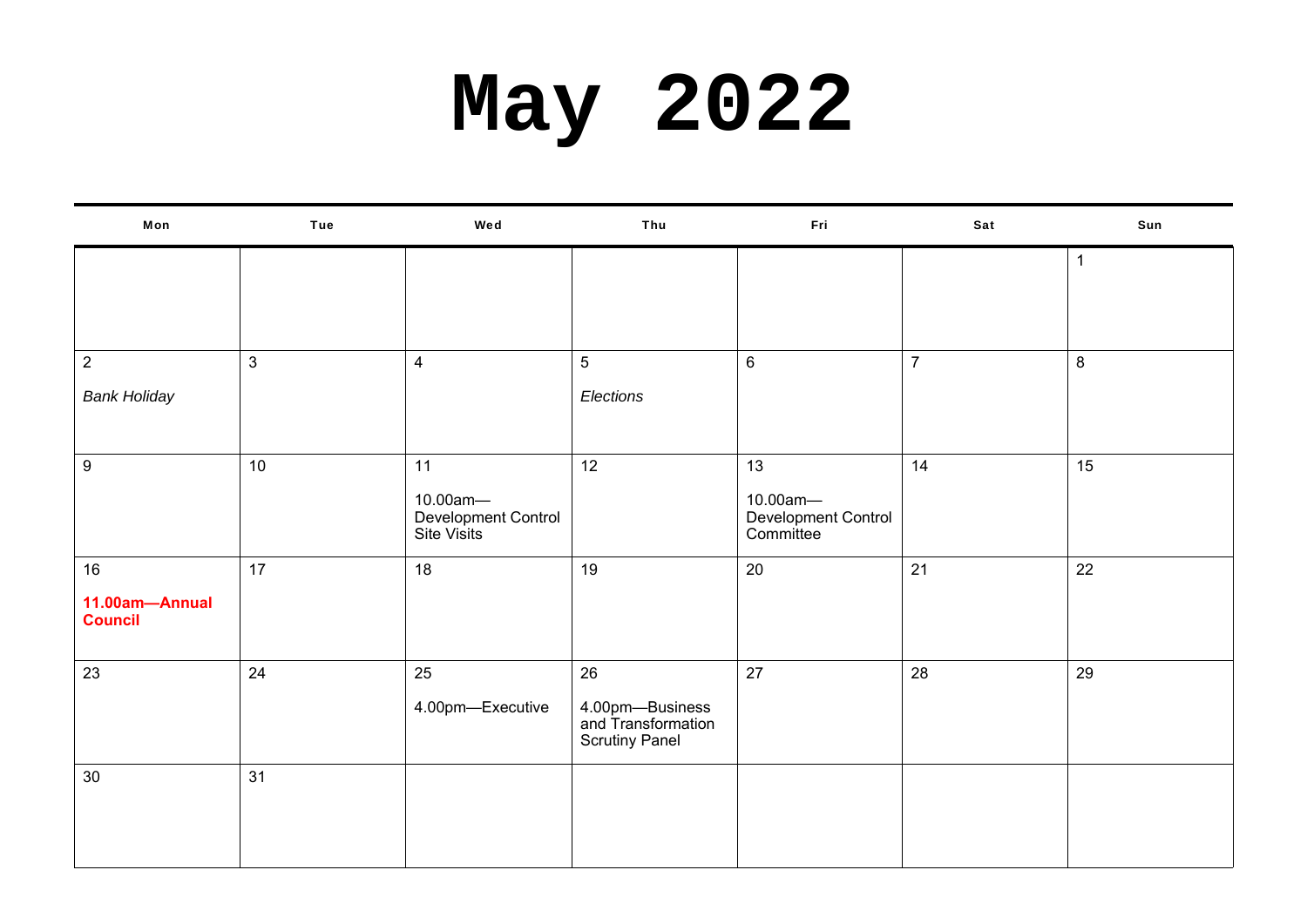# May 2022

| Mon | Tue | Wed | Thu | Fri | Sat | Sun |
|---|---|---|---|---|---|---|
| | | | | | | 1 |
| 2<br>*Bank Holiday* | 3 | 4 | 5<br>*Elections* | 6 | 7 | 8 |
| 9 | 10 | 11<br>10.00am—Development Control Site Visits | 12 | 13<br>10.00am—Development Control Committee | 14 | 15 |
| 16<br>**11.00am—Annual Council** | 17 | 18 | 19 | 20 | 21 | 22 |
| 23 | 24 | 25<br>4.00pm—Executive | 26<br>4.00pm—Business and Transformation Scrutiny Panel | 27 | 28 | 29 |
| 30 | 31 | | | | | |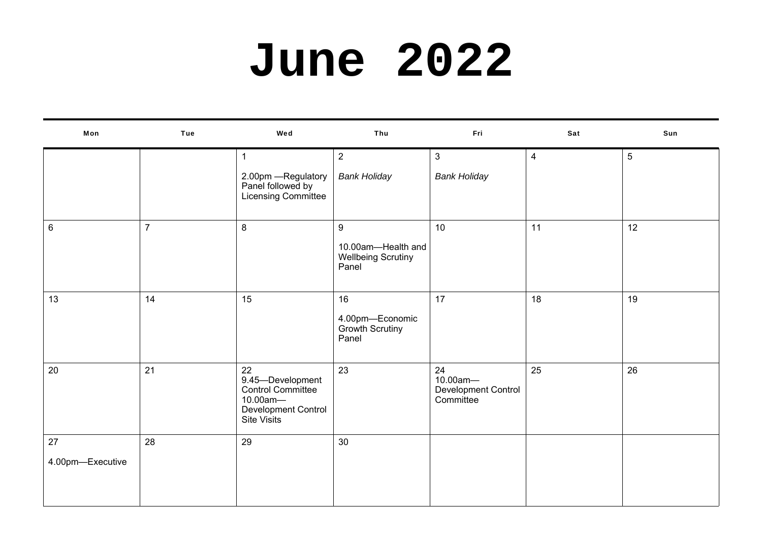# June 2022

| Mon | Tue | Wed | Thu | Fri | Sat | Sun |
|---|---|---|---|---|---|---|
| | | 1<br><br>2.00pm —Regulatory Panel followed by Licensing Committee | 2<br><br>*Bank Holiday* | 3<br><br>*Bank Holiday* | 4 | 5 |
| 6 | 7 | 8 | 9<br><br>10.00am—Health and Wellbeing Scrutiny Panel | 10 | 11 | 12 |
| 13 | 14 | 15 | 16<br><br>4.00pm—Economic Growth Scrutiny Panel | 17 | 18 | 19 |
| 20 | 21 | 22<br>9.45—Development Control Committee<br>10.00am—Development Control Site Visits | 23 | 24<br>10.00am—Development Control Committee | 25 | 26 |
| 27<br><br>4.00pm—Executive | 28 | 29 | 30 | | | |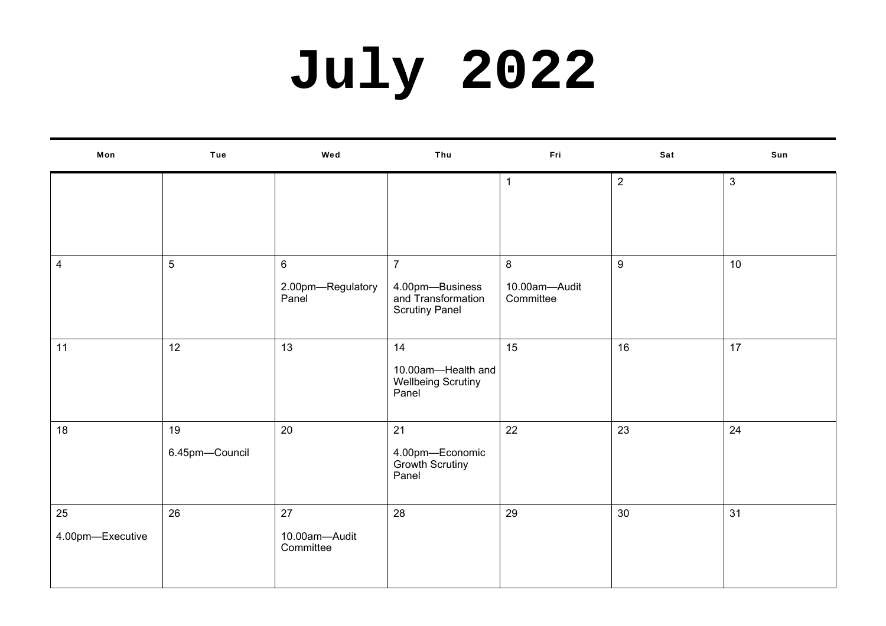# July 2022

| Mon | Tue | Wed | Thu | Fri | Sat | Sun |
|---|---|---|---|---|---|---|
| | | | | 1 | 2 | 3 |
| 4 | 5 | 6<br><br>2.00pm—Regulatory Panel | 7<br><br>4.00pm—Business and Transformation Scrutiny Panel | 8<br><br>10.00am—Audit Committee | 9 | 10 |
| 11 | 12 | 13 | 14<br><br>10.00am—Health and Wellbeing Scrutiny Panel | 15 | 16 | 17 |
| 18 | 19<br><br>6.45pm—Council | 20 | 21<br><br>4.00pm—Economic Growth Scrutiny Panel | 22 | 23 | 24 |
| 25<br><br>4.00pm—Executive | 26 | 27<br><br>10.00am—Audit Committee | 28 | 29 | 30 | 31 |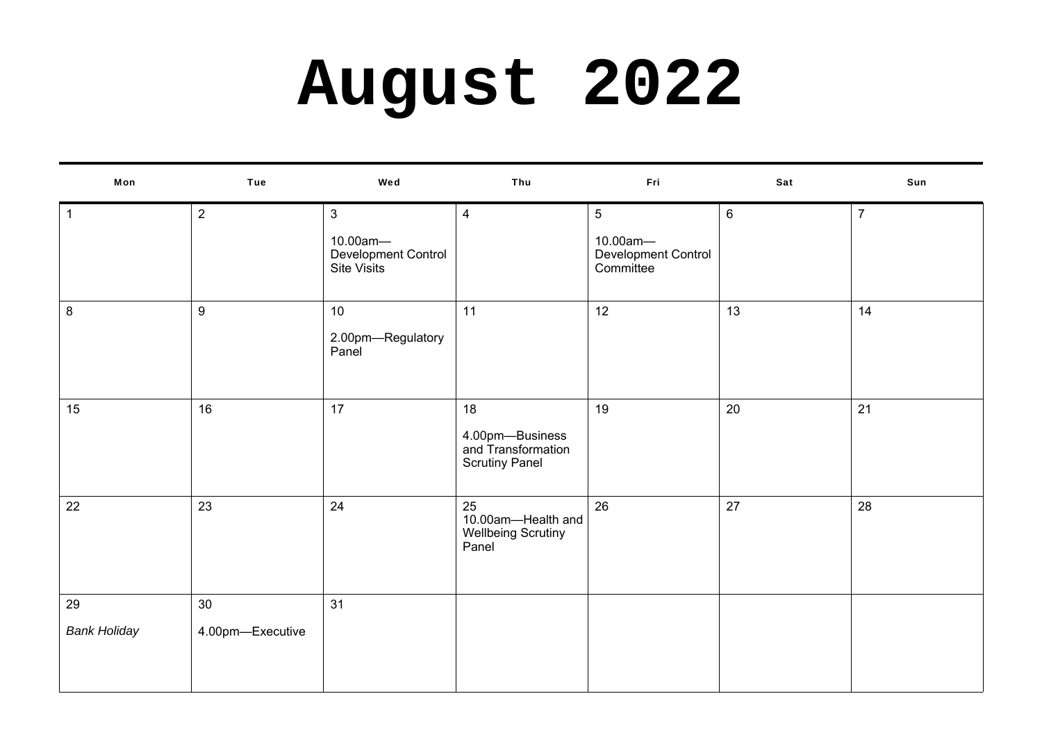# August 2022

| Mon | Tue | Wed | Thu | Fri | Sat | Sun |
|---|---|---|---|---|---|---|
| 1 | 2 | 3<br>10.00am—Development Control Site Visits | 4 | 5<br>10.00am—Development Control Committee | 6 | 7 |
| 8 | 9 | 10<br>2.00pm—Regulatory Panel | 11 | 12 | 13 | 14 |
| 15 | 16 | 17 | 18<br>4.00pm—Business and Transformation Scrutiny Panel | 19 | 20 | 21 |
| 22 | 23 | 24 | 25<br>10.00am—Health and Wellbeing Scrutiny Panel | 26 | 27 | 28 |
| 29<br>*Bank Holiday* | 30<br>4.00pm—Executive | 31 | | | | |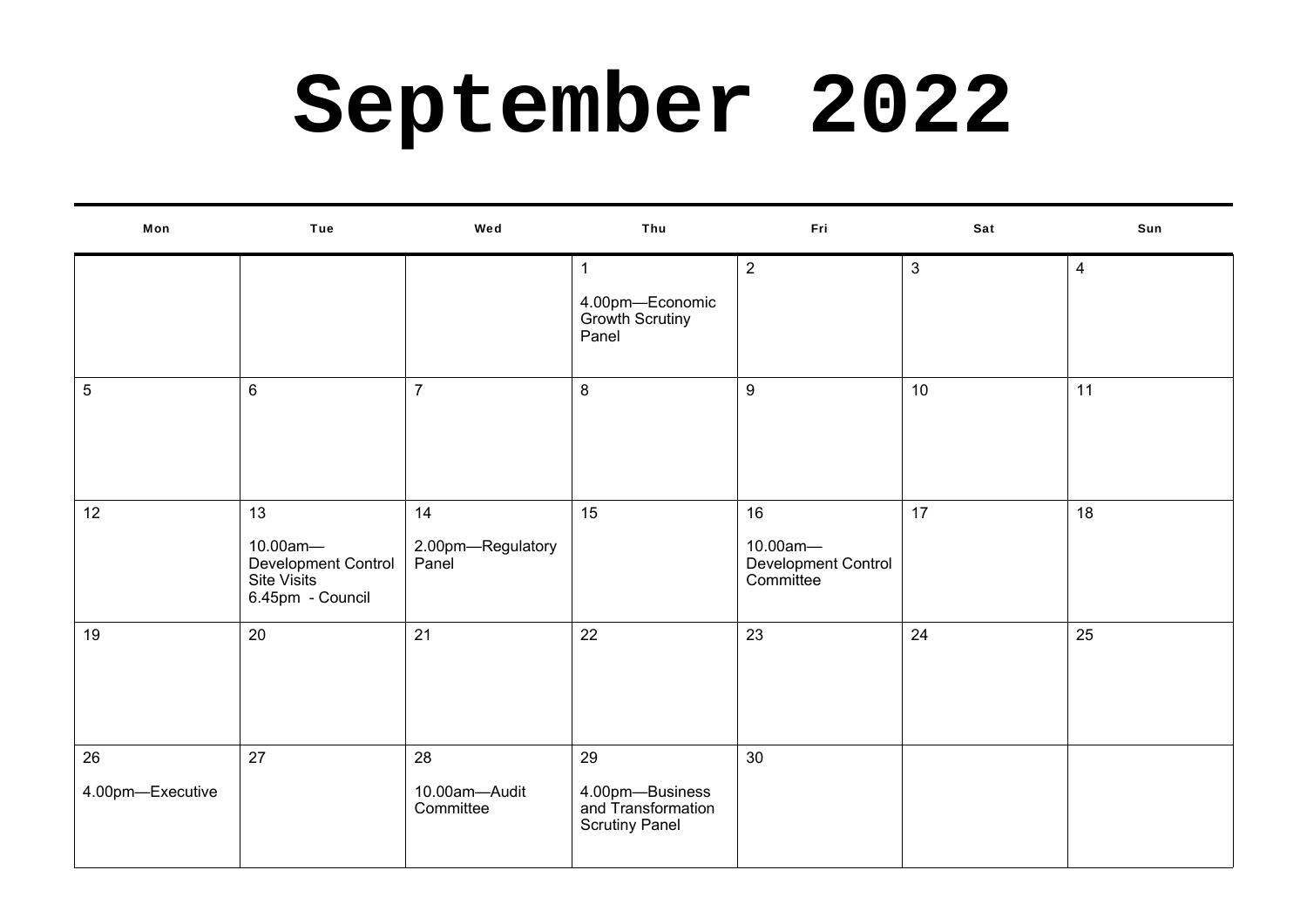# September 2022

| Mon | Tue | Wed | Thu | Fri | Sat | Sun |
|---|---|---|---|---|---|---|
| | | | 1<br><br>4.00pm—Economic Growth Scrutiny Panel | 2 | 3 | 4 |
| 5 | 6 | 7 | 8 | 9 | 10 | 11 |
| 12 | 13<br><br>10.00am—Development Control Site Visits<br>6.45pm - Council | 14<br><br>2.00pm—Regulatory Panel | 15 | 16<br><br>10.00am—Development Control Committee | 17 | 18 |
| 19 | 20 | 21 | 22 | 23 | 24 | 25 |
| 26<br><br>4.00pm—Executive | 27 | 28<br><br>10.00am—Audit Committee | 29<br><br>4.00pm—Business and Transformation Scrutiny Panel | 30 | | |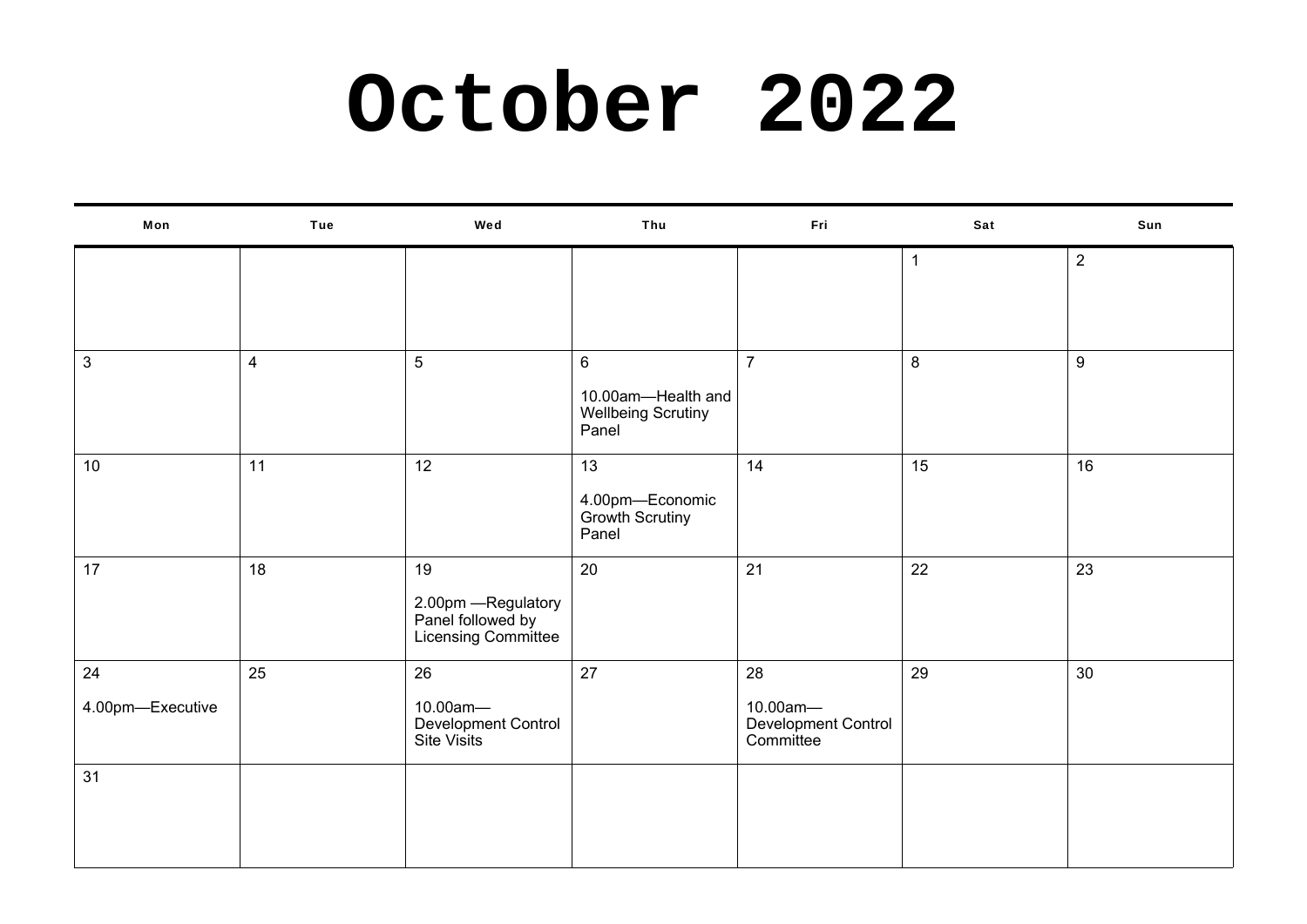# October 2022

| Mon | Tue | Wed | Thu | Fri | Sat | Sun |
|---|---|---|---|---|---|---|
| | | | | | 1 | 2 |
| 3 | 4 | 5 | 6<br><br>10.00am—Health and Wellbeing Scrutiny Panel | 7 | 8 | 9 |
| 10 | 11 | 12 | 13<br><br>4.00pm—Economic Growth Scrutiny Panel | 14 | 15 | 16 |
| 17 | 18 | 19<br><br>2.00pm —Regulatory Panel followed by Licensing Committee | 20 | 21 | 22 | 23 |
| 24<br><br>4.00pm—Executive | 25 | 26<br><br>10.00am—Development Control Site Visits | 27 | 28<br><br>10.00am—Development Control Committee | 29 | 30 |
| 31 | | | | | | |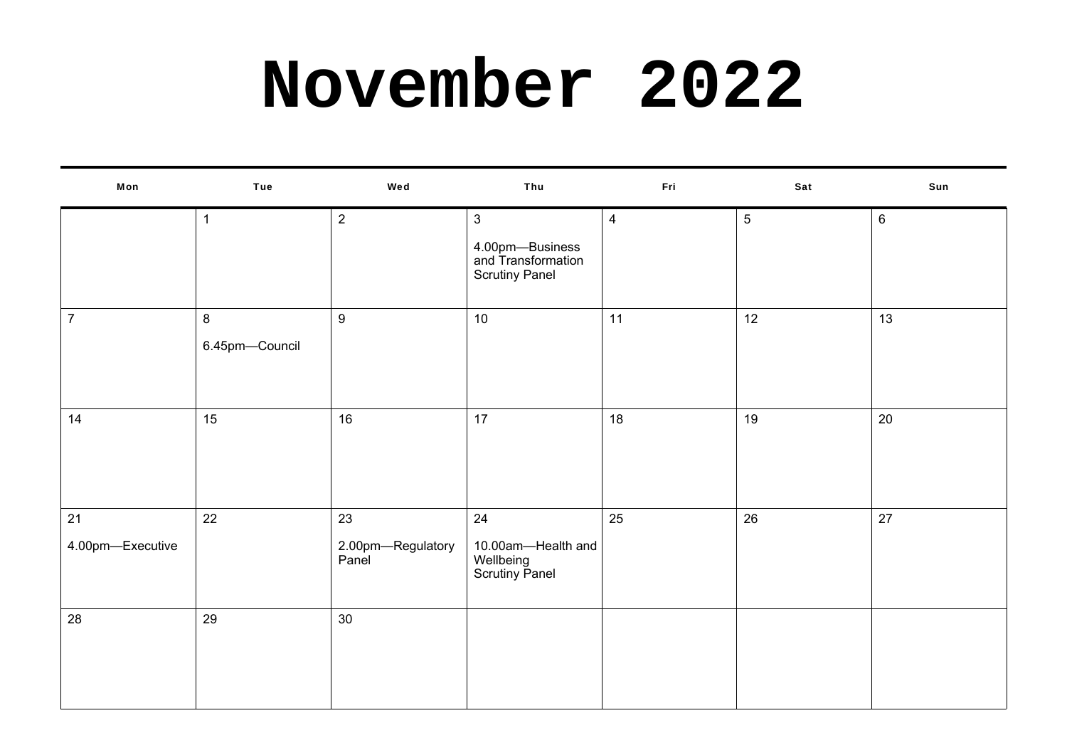# November 2022

| Mon | Tue | Wed | Thu | Fri | Sat | Sun |
|---|---|---|---|---|---|---|
| | 1 | 2 | 3<br>4.00pm—Business and Transformation Scrutiny Panel | 4 | 5 | 6 |
| 7 | 8<br>6.45pm—Council | 9 | 10 | 11 | 12 | 13 |
| 14 | 15 | 16 | 17 | 18 | 19 | 20 |
| 21<br>4.00pm—Executive | 22 | 23<br>2.00pm—Regulatory Panel | 24<br>10.00am—Health and Wellbeing Scrutiny Panel | 25 | 26 | 27 |
| 28 | 29 | 30 | | | | |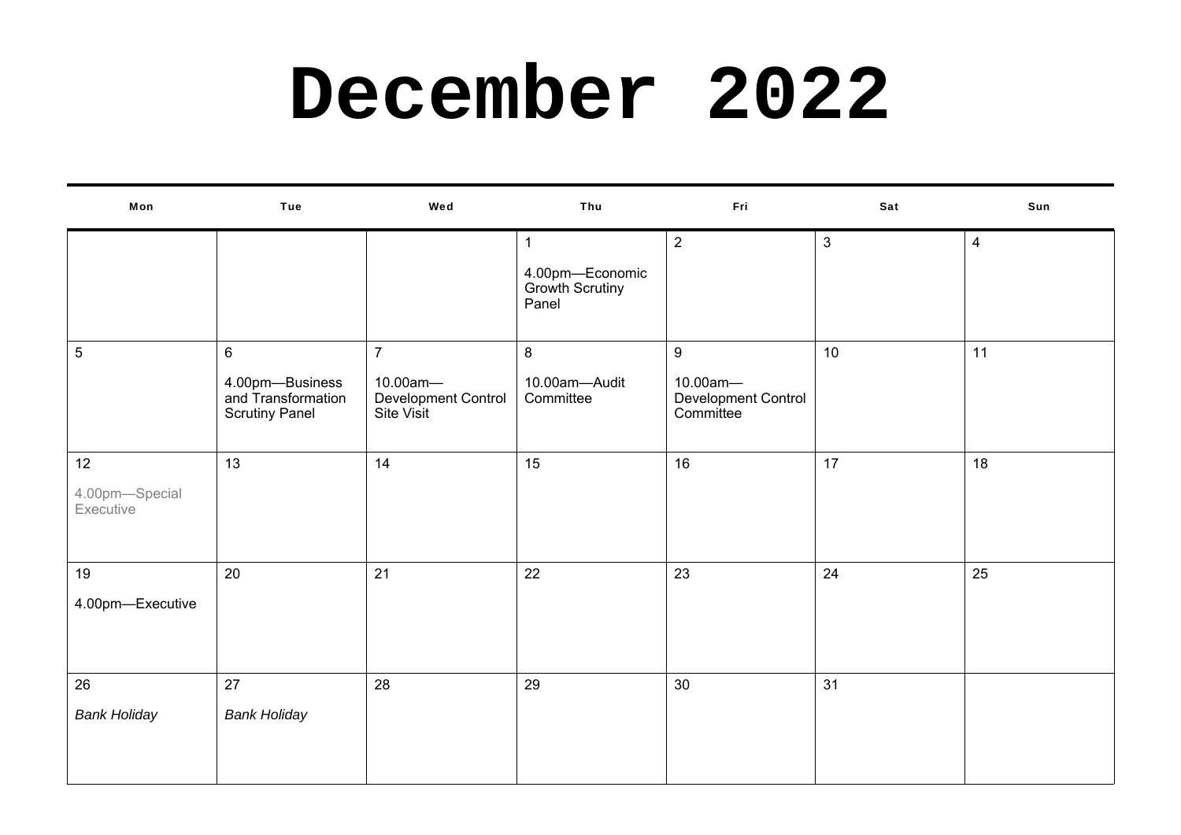# December 2022

| Mon | Tue | Wed | Thu | Fri | Sat | Sun |
|---|---|---|---|---|---|---|
| | | | 1<br><br>4.00pm—Economic Growth Scrutiny Panel | 2 | 3 | 4 |
| 5 | 6<br><br>4.00pm—Business and Transformation Scrutiny Panel | 7<br><br>10.00am—Development Control Site Visit | 8<br><br>10.00am—Audit Committee | 9<br><br>10.00am—Development Control Committee | 10 | 11 |
| 12<br><br>4.00pm—Special Executive | 13 | 14 | 15 | 16 | 17 | 18 |
| 19<br><br>4.00pm—Executive | 20 | 21 | 22 | 23 | 24 | 25 |
| 26<br><br>*Bank Holiday* | 27<br><br>*Bank Holiday* | 28 | 29 | 30 | 31 | |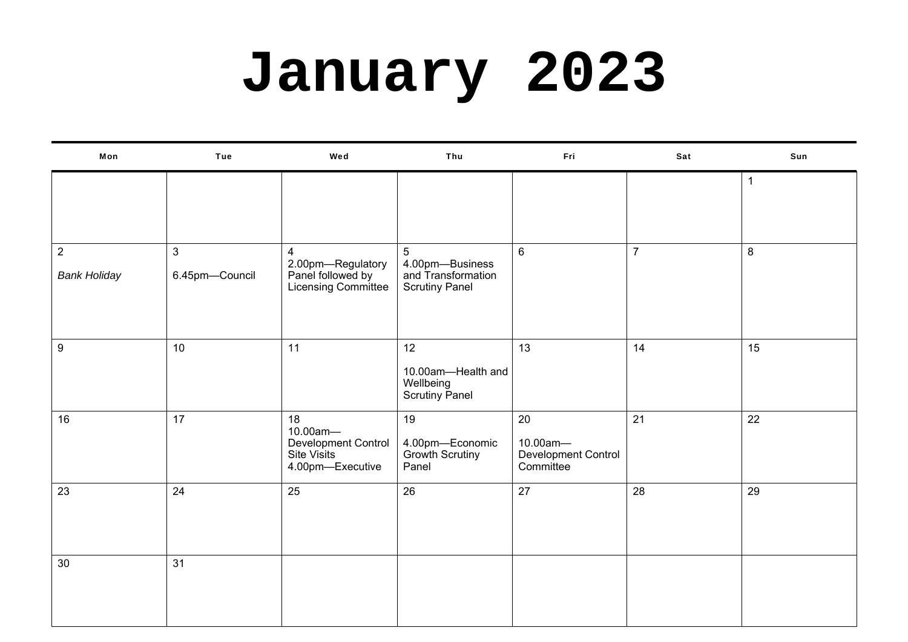# January 2023

| Mon | Tue | Wed | Thu | Fri | Sat | Sun |
|---|---|---|---|---|---|---|
| | | | | | | 1 |
| 2<br>*Bank Holiday* | 3<br>6.45pm—Council | 4<br>2.00pm—Regulatory Panel followed by Licensing Committee | 5<br>4.00pm—Business and Transformation Scrutiny Panel | 6 | 7 | 8 |
| 9 | 10 | 11 | 12<br>10.00am—Health and Wellbeing Scrutiny Panel | 13 | 14 | 15 |
| 16 | 17 | 18<br>10.00am—Development Control Site Visits<br>4.00pm—Executive | 19<br>4.00pm—Economic Growth Scrutiny Panel | 20<br>10.00am—Development Control Committee | 21 | 22 |
| 23 | 24 | 25 | 26 | 27 | 28 | 29 |
| 30 | 31 | | | | | |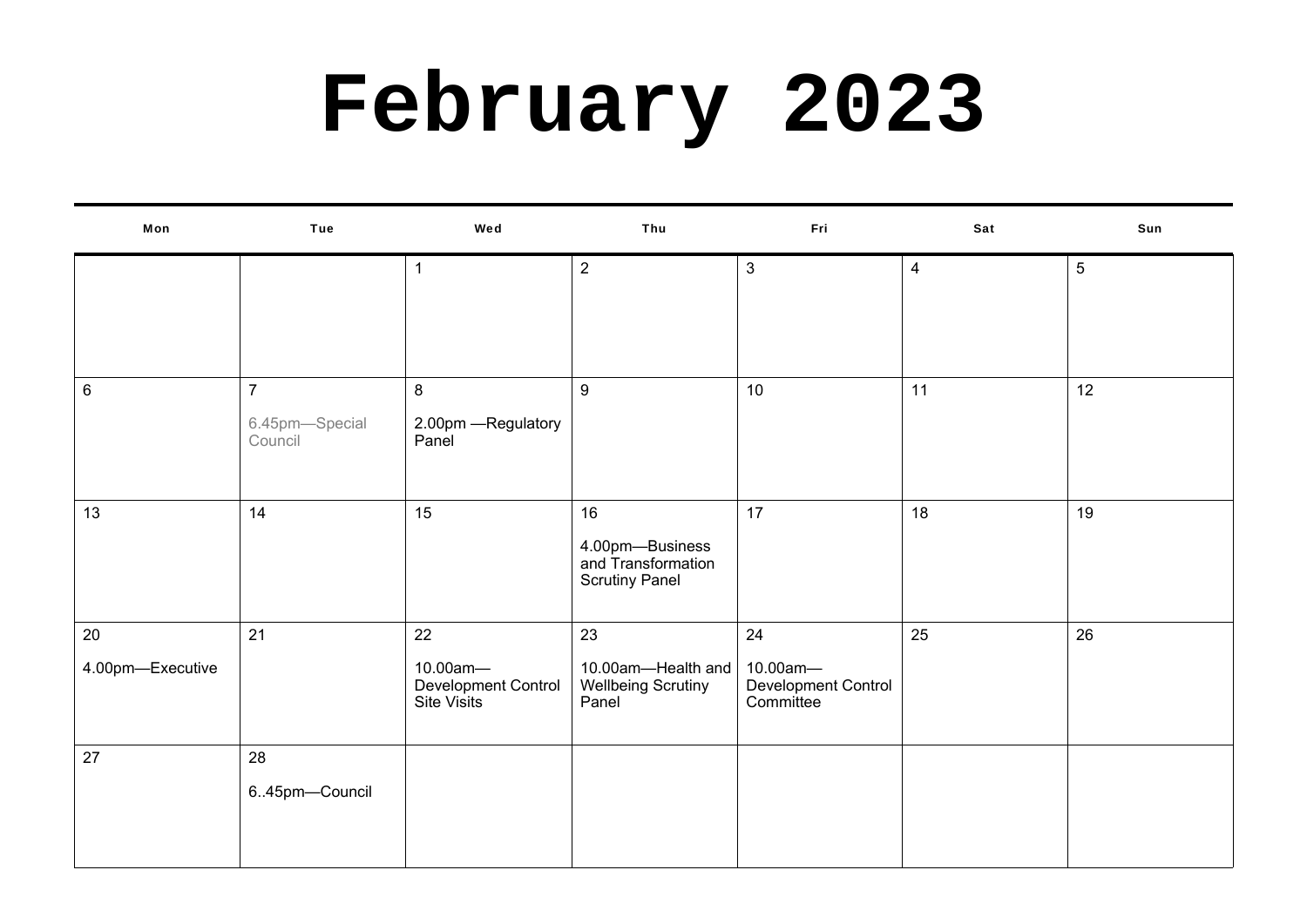# February 2023

| Mon | Tue | Wed | Thu | Fri | Sat | Sun |
|---|---|---|---|---|---|---|
| | | 1 | 2 | 3 | 4 | 5 |
| 6 | 7<br>6.45pm—Special Council | 8<br>2.00pm —Regulatory Panel | 9 | 10 | 11 | 12 |
| 13 | 14 | 15 | 16<br>4.00pm—Business and Transformation Scrutiny Panel | 17 | 18 | 19 |
| 20<br>4.00pm—Executive | 21 | 22<br>10.00am—Development Control Site Visits | 23<br>10.00am—Health and Wellbeing Scrutiny Panel | 24<br>10.00am—Development Control Committee | 25 | 26 |
| 27 | 28<br>6..45pm—Council | | | | | |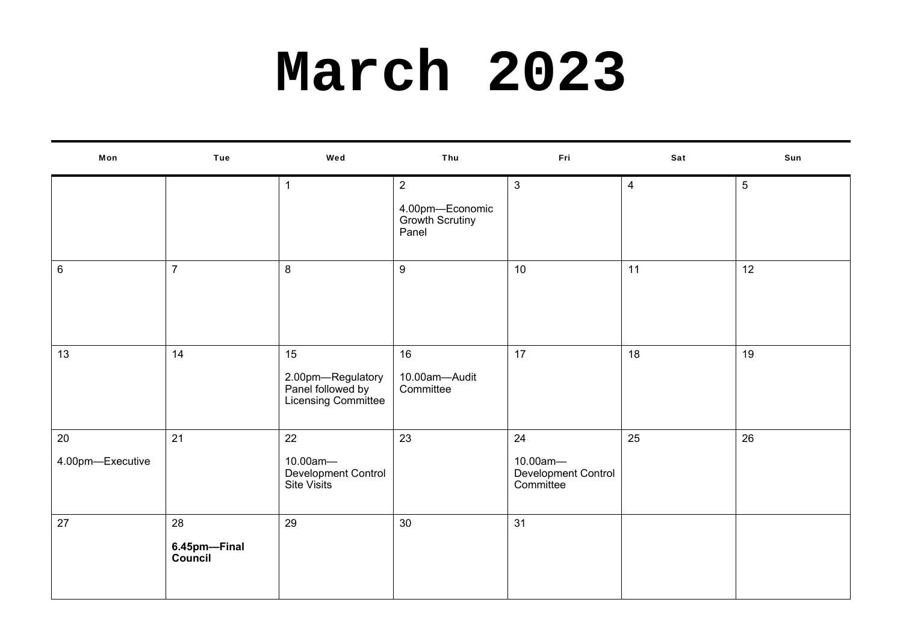# March 2023

| Mon | Tue | Wed | Thu | Fri | Sat | Sun |
|---|---|---|---|---|---|---|
| | | 1 | 2<br><br>4.00pm—Economic Growth Scrutiny Panel | 3 | 4 | 5 |
| 6 | 7 | 8 | 9 | 10 | 11 | 12 |
| 13 | 14 | 15<br><br>2.00pm—Regulatory Panel followed by Licensing Committee | 16<br><br>10.00am—Audit Committee | 17 | 18 | 19 |
| 20<br><br>4.00pm—Executive | 21 | 22<br><br>10.00am—Development Control Site Visits | 23 | 24<br><br>10.00am—Development Control Committee | 25 | 26 |
| 27 | 28<br><br>**6.45pm—Final Council** | 29 | 30 | 31 | | |